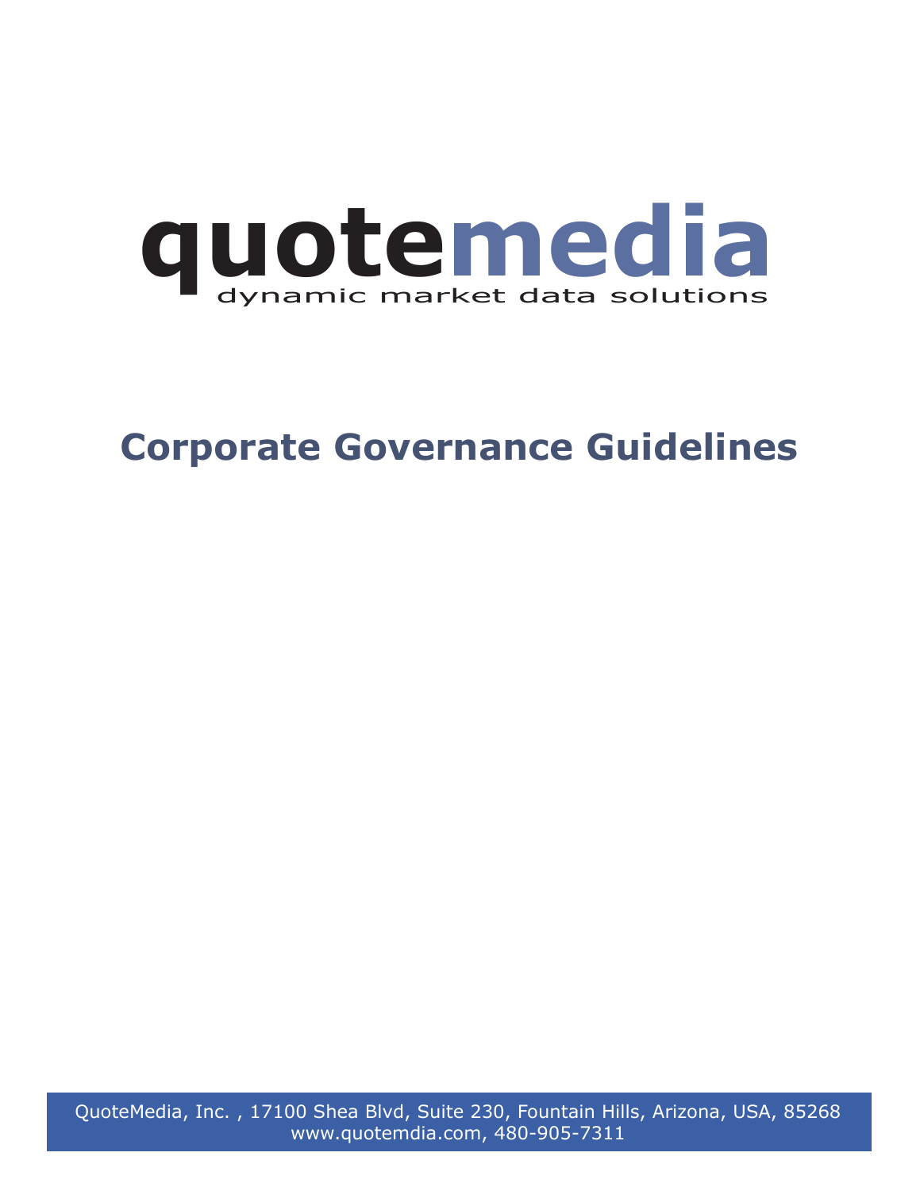# quotemedia

dynamic market data solutions

## Corporate Governance Guidelines

QuoteMedia, Inc. , 17100 Shea Blvd, Suite 230, Fountain Hills, Arizona, USA, 85268
www.quotemdia.com, 480-905-7311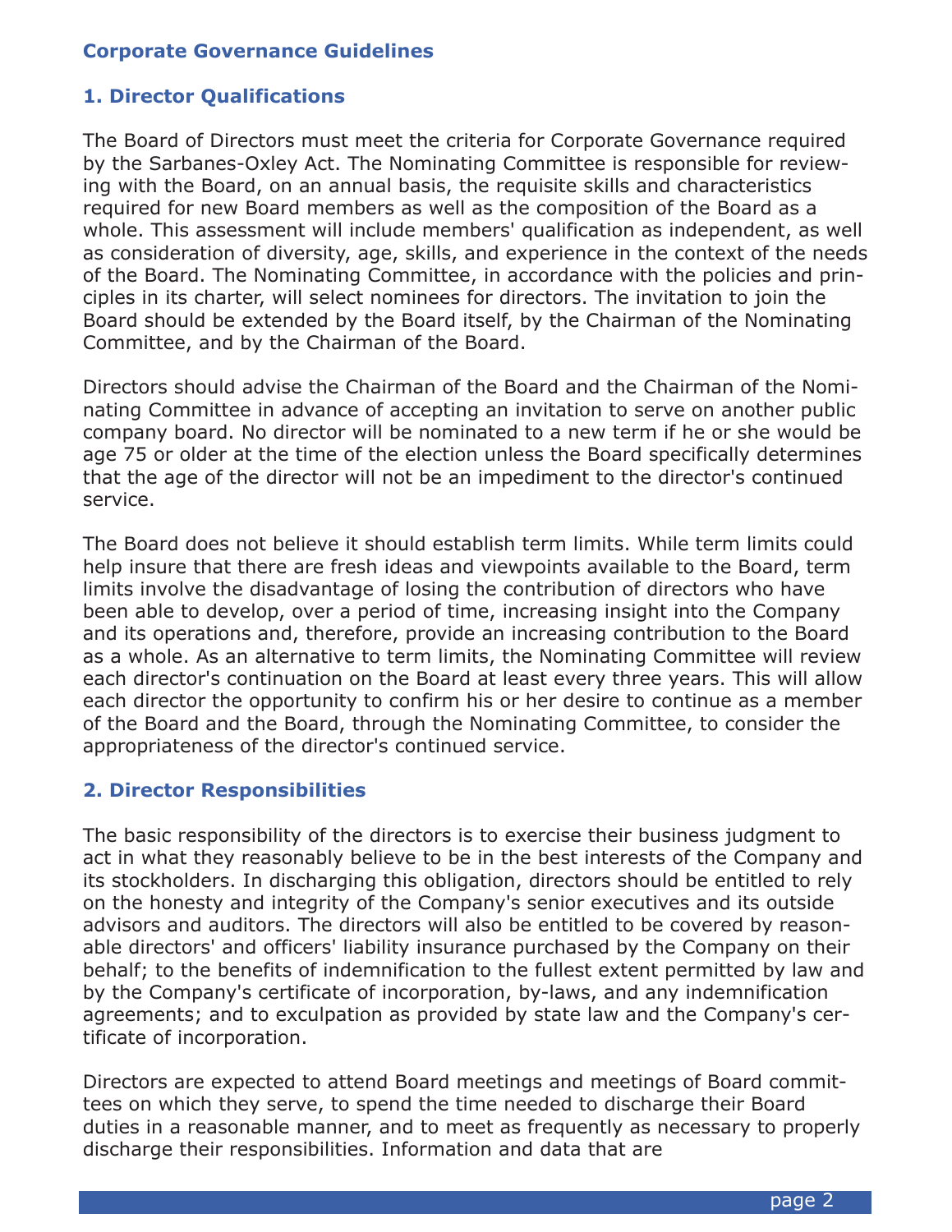## Corporate Governance Guidelines

### 1. Director Qualifications

The Board of Directors must meet the criteria for Corporate Governance required by the Sarbanes-Oxley Act. The Nominating Committee is responsible for reviewing with the Board, on an annual basis, the requisite skills and characteristics required for new Board members as well as the composition of the Board as a whole. This assessment will include members' qualification as independent, as well as consideration of diversity, age, skills, and experience in the context of the needs of the Board. The Nominating Committee, in accordance with the policies and principles in its charter, will select nominees for directors. The invitation to join the Board should be extended by the Board itself, by the Chairman of the Nominating Committee, and by the Chairman of the Board.

Directors should advise the Chairman of the Board and the Chairman of the Nominating Committee in advance of accepting an invitation to serve on another public company board. No director will be nominated to a new term if he or she would be age 75 or older at the time of the election unless the Board specifically determines that the age of the director will not be an impediment to the director's continued service.

The Board does not believe it should establish term limits. While term limits could help insure that there are fresh ideas and viewpoints available to the Board, term limits involve the disadvantage of losing the contribution of directors who have been able to develop, over a period of time, increasing insight into the Company and its operations and, therefore, provide an increasing contribution to the Board as a whole. As an alternative to term limits, the Nominating Committee will review each director's continuation on the Board at least every three years. This will allow each director the opportunity to confirm his or her desire to continue as a member of the Board and the Board, through the Nominating Committee, to consider the appropriateness of the director's continued service.

### 2. Director Responsibilities

The basic responsibility of the directors is to exercise their business judgment to act in what they reasonably believe to be in the best interests of the Company and its stockholders. In discharging this obligation, directors should be entitled to rely on the honesty and integrity of the Company's senior executives and its outside advisors and auditors. The directors will also be entitled to be covered by reasonable directors' and officers' liability insurance purchased by the Company on their behalf; to the benefits of indemnification to the fullest extent permitted by law and by the Company's certificate of incorporation, by-laws, and any indemnification agreements; and to exculpation as provided by state law and the Company's certificate of incorporation.

Directors are expected to attend Board meetings and meetings of Board committees on which they serve, to spend the time needed to discharge their Board duties in a reasonable manner, and to meet as frequently as necessary to properly discharge their responsibilities. Information and data that are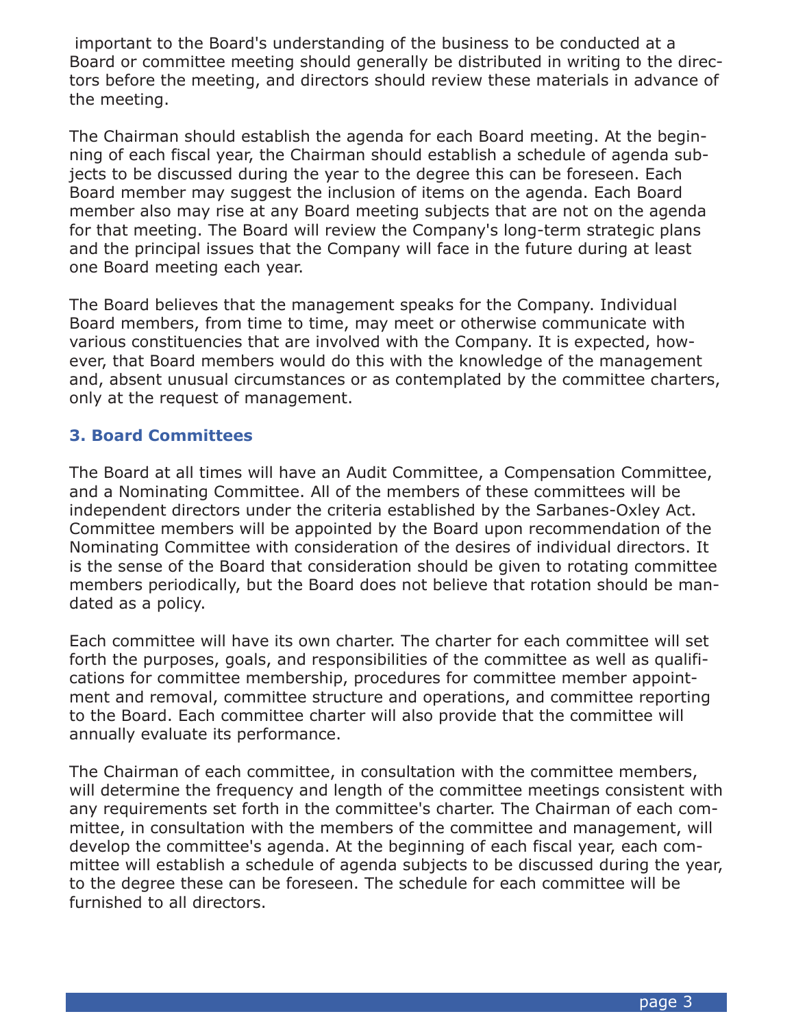important to the Board's understanding of the business to be conducted at a Board or committee meeting should generally be distributed in writing to the directors before the meeting, and directors should review these materials in advance of the meeting.

The Chairman should establish the agenda for each Board meeting. At the beginning of each fiscal year, the Chairman should establish a schedule of agenda subjects to be discussed during the year to the degree this can be foreseen. Each Board member may suggest the inclusion of items on the agenda. Each Board member also may rise at any Board meeting subjects that are not on the agenda for that meeting. The Board will review the Company's long-term strategic plans and the principal issues that the Company will face in the future during at least one Board meeting each year.

The Board believes that the management speaks for the Company. Individual Board members, from time to time, may meet or otherwise communicate with various constituencies that are involved with the Company. It is expected, however, that Board members would do this with the knowledge of the management and, absent unusual circumstances or as contemplated by the committee charters, only at the request of management.

### 3. Board Committees

The Board at all times will have an Audit Committee, a Compensation Committee, and a Nominating Committee. All of the members of these committees will be independent directors under the criteria established by the Sarbanes-Oxley Act. Committee members will be appointed by the Board upon recommendation of the Nominating Committee with consideration of the desires of individual directors. It is the sense of the Board that consideration should be given to rotating committee members periodically, but the Board does not believe that rotation should be mandated as a policy.

Each committee will have its own charter. The charter for each committee will set forth the purposes, goals, and responsibilities of the committee as well as qualifications for committee membership, procedures for committee member appointment and removal, committee structure and operations, and committee reporting to the Board. Each committee charter will also provide that the committee will annually evaluate its performance.

The Chairman of each committee, in consultation with the committee members, will determine the frequency and length of the committee meetings consistent with any requirements set forth in the committee's charter. The Chairman of each committee, in consultation with the members of the committee and management, will develop the committee's agenda. At the beginning of each fiscal year, each committee will establish a schedule of agenda subjects to be discussed during the year, to the degree these can be foreseen. The schedule for each committee will be furnished to all directors.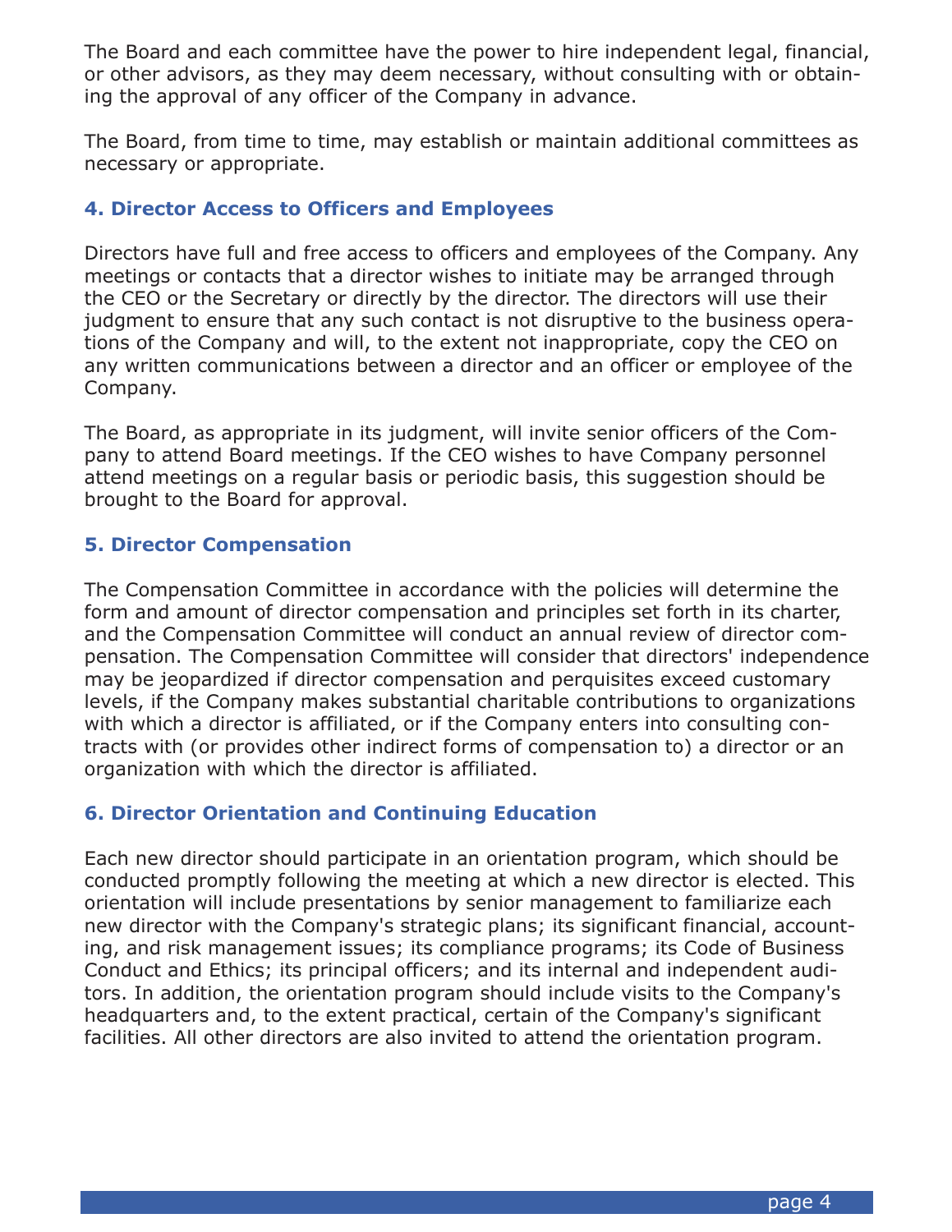The Board and each committee have the power to hire independent legal, financial, or other advisors, as they may deem necessary, without consulting with or obtaining the approval of any officer of the Company in advance.

The Board, from time to time, may establish or maintain additional committees as necessary or appropriate.

### 4. Director Access to Officers and Employees

Directors have full and free access to officers and employees of the Company. Any meetings or contacts that a director wishes to initiate may be arranged through the CEO or the Secretary or directly by the director. The directors will use their judgment to ensure that any such contact is not disruptive to the business operations of the Company and will, to the extent not inappropriate, copy the CEO on any written communications between a director and an officer or employee of the Company.

The Board, as appropriate in its judgment, will invite senior officers of the Company to attend Board meetings. If the CEO wishes to have Company personnel attend meetings on a regular basis or periodic basis, this suggestion should be brought to the Board for approval.

### 5. Director Compensation

The Compensation Committee in accordance with the policies will determine the form and amount of director compensation and principles set forth in its charter, and the Compensation Committee will conduct an annual review of director compensation. The Compensation Committee will consider that directors' independence may be jeopardized if director compensation and perquisites exceed customary levels, if the Company makes substantial charitable contributions to organizations with which a director is affiliated, or if the Company enters into consulting contracts with (or provides other indirect forms of compensation to) a director or an organization with which the director is affiliated.

### 6. Director Orientation and Continuing Education

Each new director should participate in an orientation program, which should be conducted promptly following the meeting at which a new director is elected. This orientation will include presentations by senior management to familiarize each new director with the Company's strategic plans; its significant financial, accounting, and risk management issues; its compliance programs; its Code of Business Conduct and Ethics; its principal officers; and its internal and independent auditors. In addition, the orientation program should include visits to the Company's headquarters and, to the extent practical, certain of the Company's significant facilities. All other directors are also invited to attend the orientation program.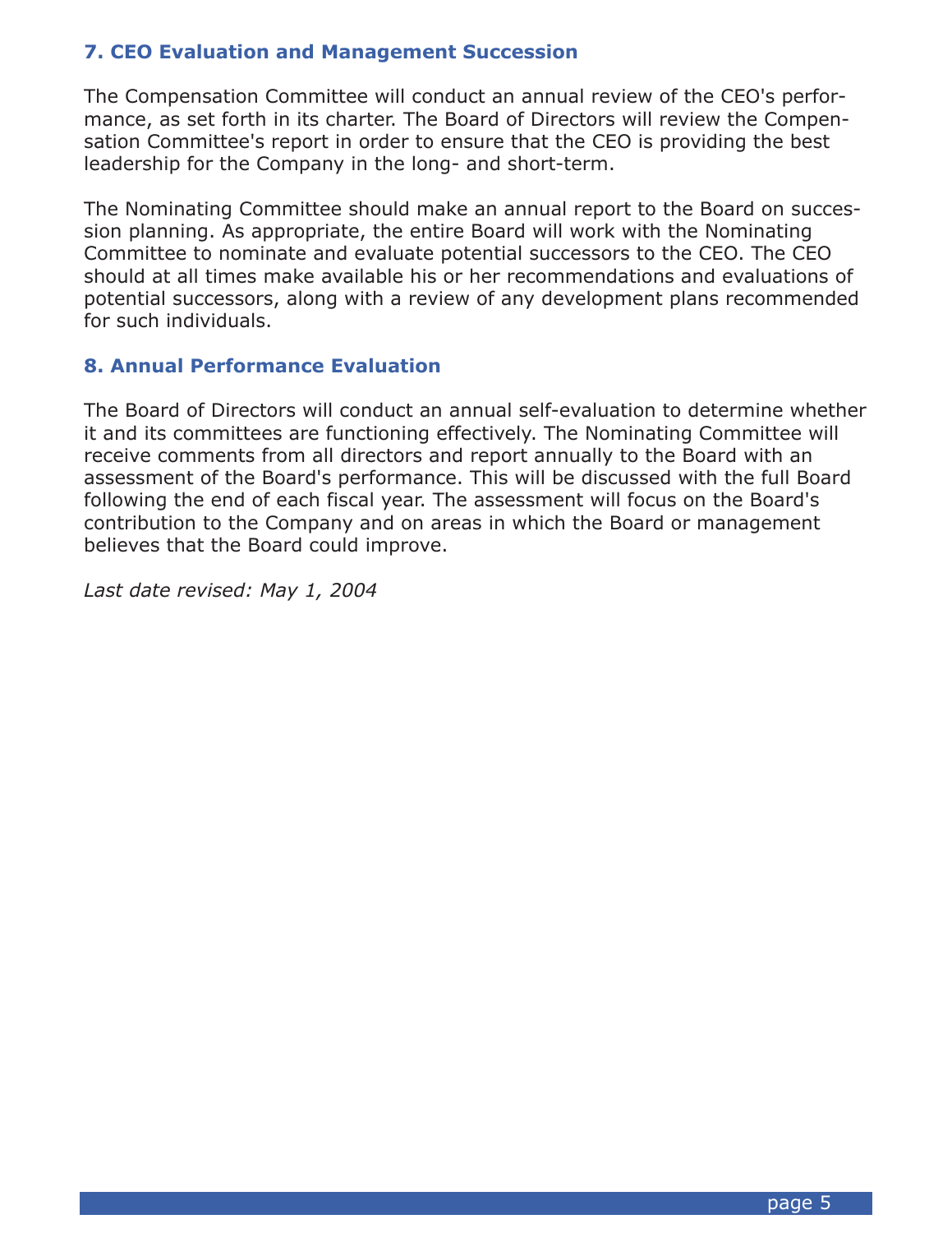### 7. CEO Evaluation and Management Succession

The Compensation Committee will conduct an annual review of the CEO's performance, as set forth in its charter. The Board of Directors will review the Compensation Committee's report in order to ensure that the CEO is providing the best leadership for the Company in the long- and short-term.

The Nominating Committee should make an annual report to the Board on succession planning. As appropriate, the entire Board will work with the Nominating Committee to nominate and evaluate potential successors to the CEO. The CEO should at all times make available his or her recommendations and evaluations of potential successors, along with a review of any development plans recommended for such individuals.

### 8. Annual Performance Evaluation

The Board of Directors will conduct an annual self-evaluation to determine whether it and its committees are functioning effectively. The Nominating Committee will receive comments from all directors and report annually to the Board with an assessment of the Board's performance. This will be discussed with the full Board following the end of each fiscal year. The assessment will focus on the Board's contribution to the Company and on areas in which the Board or management believes that the Board could improve.

*Last date revised: May 1, 2004*